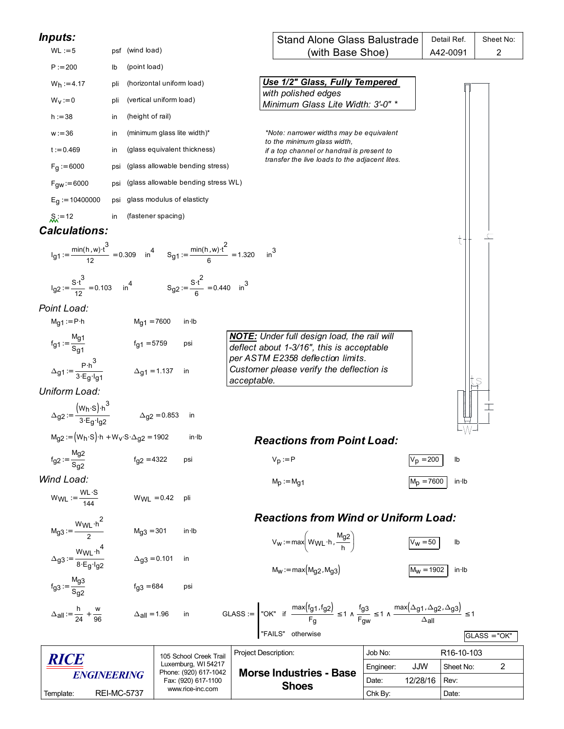| Stand Alone Glass Balustrade (with Base Shoe) | Detail Ref. | Sheet No: |
|---|---|---|
| | A42-0091 | 2 |

## Inputs:

| | | |
|---|---|---|
| $WL := 5$ | psf | (wind load) |
| $P := 200$ | lb | (point load) |
| $W_h := 4.17$ | pli | (horizontal uniform load) |
| $W_v := 0$ | pli | (vertical uniform load) |
| $h := 38$ | in | (height of rail) |
| $w := 36$ | in | (minimum glass lite width)* |
| $t := 0.469$ | in | (glass equivalent thickness) |
| $F_g := 6000$ | psi | (glass allowable bending stress) |
| $F_{gw} := 6000$ | psi | (glass allowable bending stress WL) |
| $E_g := 10400000$ | psi | glass modulus of elasticity |
| $S := 12$ | in | (fastener spacing) |

***Use 1/2" Glass, Fully Tempered***
*with polished edges*
*Minimum Glass Lite Width: 3'-0" **

*\*Note: narrower widths may be equivalent to the minimum glass width, if a top channel or handrail is present to transfer the live loads to the adjacent lites.*

## Calculations:

$$I_{g1} := \frac{\min(h,w)\cdot t^3}{12} = 0.309 \quad in^4 \qquad S_{g1} := \frac{\min(h,w)\cdot t^2}{6} = 1.320 \quad in^3$$

$$I_{g2} := \frac{S\cdot t^3}{12} = 0.103 \quad in^4 \qquad S_{g2} := \frac{S\cdot t^2}{6} = 0.440 \quad in^3$$

### Point Load:

$$M_{g1} := P\cdot h \qquad M_{g1} = 7600 \quad in\cdot lb$$

$$f_{g1} := \frac{M_{g1}}{S_{g1}} \qquad f_{g1} = 5759 \quad psi$$

$$\Delta_{g1} := \frac{P\cdot h^3}{3\cdot E_g\cdot I_{g1}} \qquad \Delta_{g1} = 1.137 \quad in$$

***NOTE:*** *Under full design load, the rail will deflect about 1-3/16", this is acceptable per ASTM E2358 deflection limits. Customer please verify the deflection is acceptable.*

### Uniform Load:

$$\Delta_{g2} := \frac{(W_h\cdot S)\cdot h^3}{3\cdot E_g\cdot I_{g2}} \qquad \Delta_{g2} = 0.853 \quad in$$

$$M_{g2} := (W_h\cdot S)\cdot h + W_v\cdot S\cdot \Delta_{g2} = 1902 \quad in\cdot lb$$

$$f_{g2} := \frac{M_{g2}}{S_{g2}} \qquad f_{g2} = 4322 \quad psi$$

### Wind Load:

$$W_{WL} := \frac{WL\cdot S}{144} \qquad W_{WL} = 0.42 \quad pli$$

$$M_{g3} := \frac{W_{WL}\cdot h^2}{2} \qquad M_{g3} = 301 \quad in\cdot lb$$

$$\Delta_{g3} := \frac{W_{WL}\cdot h^4}{8\cdot E_g\cdot I_{g2}} \qquad \Delta_{g3} = 0.101 \quad in$$

$$f_{g3} := \frac{M_{g3}}{S_{g2}} \qquad f_{g3} = 684 \quad psi$$

$$\Delta_{all} := \frac{h}{24} + \frac{w}{96} \qquad \Delta_{all} = 1.96 \quad in$$

### Reactions from Point Load:

$$V_p := P \qquad V_p = 200 \quad lb$$

$$M_p := M_{g1} \qquad M_p = 7600 \quad in\cdot lb$$

### Reactions from Wind or Uniform Load:

$$V_w := \max\left(W_{WL}\cdot h, \frac{M_{g2}}{h}\right) \qquad V_w = 50 \quad lb$$

$$M_w := \max(M_{g2}, M_{g3}) \qquad M_w = 1902 \quad in\cdot lb$$

$$GLASS := \begin{cases} \text{"OK"} & \text{if } \frac{\max(f_{g1},f_{g2})}{F_g} \le 1 \wedge \frac{f_{g3}}{F_{gw}} \le 1 \wedge \frac{\max(\Delta_{g1},\Delta_{g2},\Delta_{g3})}{\Delta_{all}} \le 1 \\ \text{"FAILS"} & \text{otherwise} \end{cases}$$

$GLASS = \text{"OK"}$

| RICE ENGINEERING | 105 School Creek Trail, Luxemburg, WI 54217, Phone: (920) 617-1042, Fax: (920) 617-1100, www.rice-inc.com | Project Description: Morse Industries - Base Shoes | Job No: R16-10-103 | |
|---|---|---|---|---|
| Template: REI-MC-5737 | | | Engineer: JJW | Sheet No: 2 |
| | | | Date: 12/28/16 | Rev: |
| | | | Chk By: | Date: |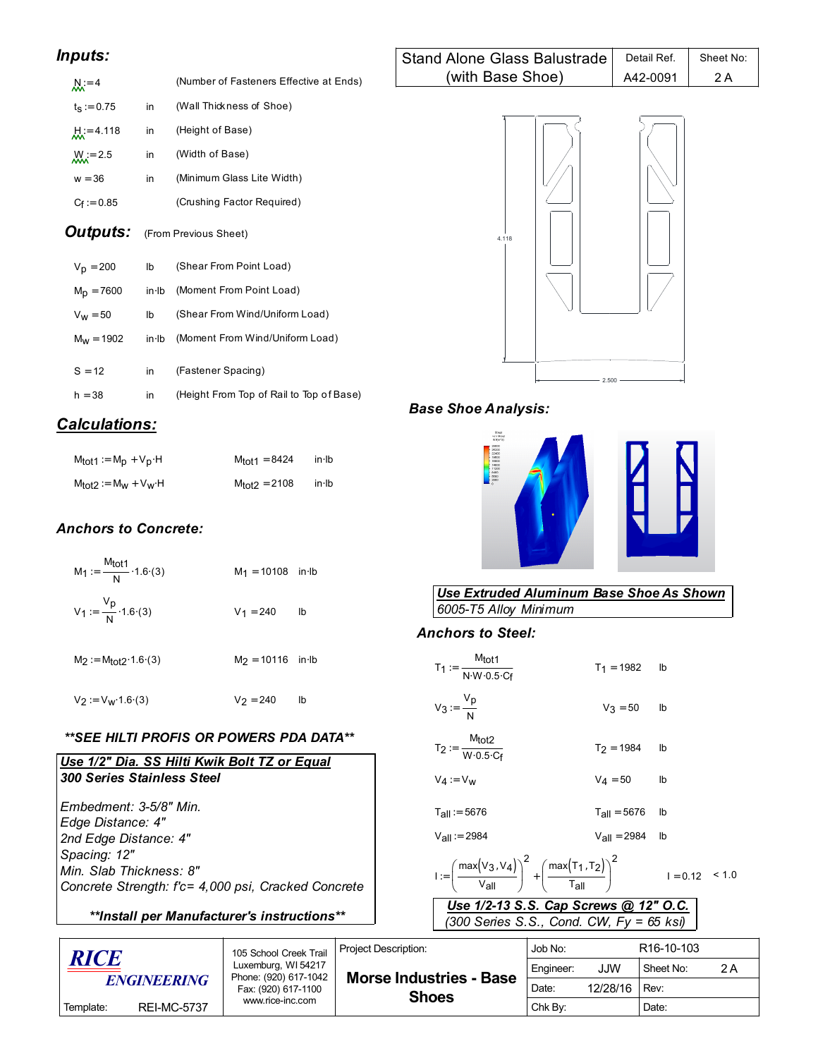| Stand Alone Glass Balustrade (with Base Shoe) | Detail Ref. A42-0091 | Sheet No: 2 A |
|---|---|---|

## *Inputs:*

| | | | |
|---|---|---|---|
| $N := 4$ | | (Number of Fasteners Effective at Ends) |
| $t_s := 0.75$ | in | (Wall Thickness of Shoe) |
| $H := 4.118$ | in | (Height of Base) |
| $W := 2.5$ | in | (Width of Base) |
| $w = 36$ | in | (Minimum Glass Lite Width) |
| $C_f := 0.85$ | | (Crushing Factor Required) |

## *Outputs:* (From Previous Sheet)

| | | |
|---|---|---|
| $V_p = 200$ | lb | (Shear From Point Load) |
| $M_p = 7600$ | in·lb | (Moment From Point Load) |
| $V_w = 50$ | lb | (Shear From Wind/Uniform Load) |
| $M_w = 1902$ | in·lb | (Moment From Wind/Uniform Load) |
| $S = 12$ | in | (Fastener Spacing) |
| $h = 38$ | in | (Height From Top of Rail to Top of Base) |

## *Calculations:*

$M_{tot1} := M_p + V_p \cdot H$ $\quad M_{tot1} = 8424$ in·lb

$M_{tot2} := M_w + V_w \cdot H$ $\quad M_{tot2} = 2108$ in·lb

### *Anchors to Concrete:*

$M_1 := \frac{M_{tot1}}{N} \cdot 1.6 \cdot (3)$ $\quad M_1 = 10108$ in·lb

$V_1 := \frac{V_p}{N} \cdot 1.6 \cdot (3)$ $\quad V_1 = 240$ lb

$M_2 := M_{tot2} \cdot 1.6 \cdot (3)$ $\quad M_2 = 10116$ in·lb

$V_2 := V_w \cdot 1.6 \cdot (3)$ $\quad V_2 = 240$ lb

***SEE HILTI PROFIS OR POWERS PDA DATA***

***Use 1/2" Dia. SS Hilti Kwik Bolt TZ or Equal***
***300 Series Stainless Steel***

*Embedment: 3-5/8" Min.*
*Edge Distance: 4"*
*2nd Edge Distance: 4"*
*Spacing: 12"*
*Min. Slab Thickness: 8"*
*Concrete Strength: f'c= 4,000 psi, Cracked Concrete*

***Install per Manufacturer's instructions***

4.118

2.500

### *Base Shoe Analysis:*

***Use Extruded Aluminum Base Shoe As Shown***
*6005-T5 Alloy Minimum*

### *Anchors to Steel:*

$T_1 := \frac{M_{tot1}}{N \cdot W \cdot 0.5 \cdot C_f}$ $\quad T_1 = 1982$ lb

$V_3 := \frac{V_p}{N}$ $\quad V_3 = 50$ lb

$T_2 := \frac{M_{tot2}}{W \cdot 0.5 \cdot C_f}$ $\quad T_2 = 1984$ lb

$V_4 := V_w$ $\quad V_4 = 50$ lb

$T_{all} := 5676$ $\quad T_{all} = 5676$ lb

$V_{all} := 2984$ $\quad V_{all} = 2984$ lb

$$I := \left(\frac{\max(V_3, V_4)}{V_{all}}\right)^2 + \left(\frac{\max(T_1, T_2)}{T_{all}}\right)^2 \quad I = 0.12 \quad < 1.0$$

***Use 1/2-13 S.S. Cap Screws @ 12" O.C.***
*(300 Series S.S., Cond. CW, Fy = 65 ksi)*

| RICE ENGINEERING | 105 School Creek Trail, Luxemburg, WI 54217, Phone: (920) 617-1042, Fax: (920) 617-1100, www.rice-inc.com | Project Description: **Morse Industries - Base Shoes** | Job No: R16-10-103 |
|---|---|---|---|
| Template: REI-MC-5737 | | | Engineer: JJW — Sheet No: 2 A |
| | | | Date: 12/28/16 — Rev: |
| | | | Chk By: — Date: |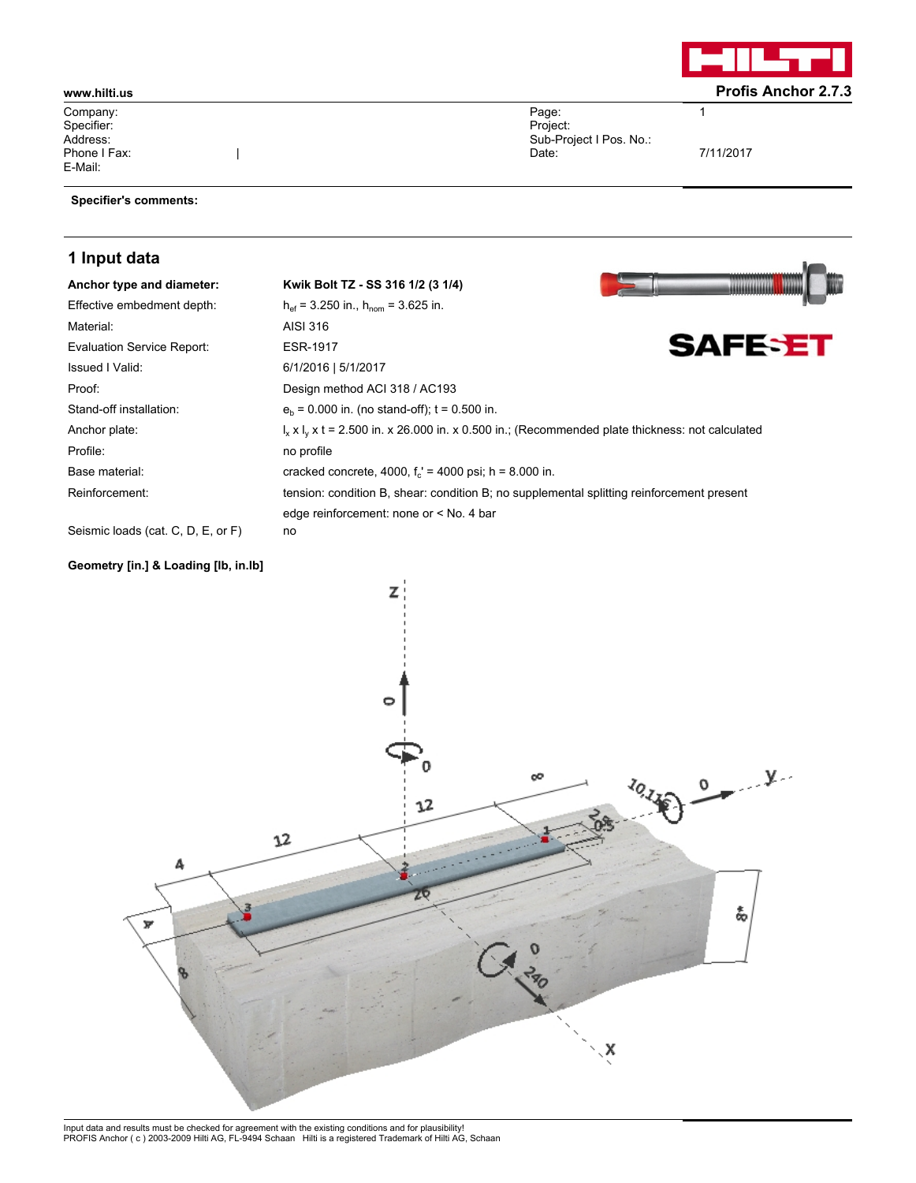www.hilti.us

Profis Anchor 2.7.3

| | | | |
|---|---|---|---|
| Company: | | Page: | 1 |
| Specifier: | | Project: | |
| Address: | | Sub-Project I Pos. No.: | |
| Phone I Fax: | \| | Date: | 7/11/2017 |
| E-Mail: | | | |

**Specifier's comments:**

## 1 Input data

| | |
|---|---|
| **Anchor type and diameter:** | **Kwik Bolt TZ - SS 316 1/2 (3 1/4)** |
| Effective embedment depth: | $h_{ef}$ = 3.250 in., $h_{nom}$ = 3.625 in. |
| Material: | AISI 316 |
| Evaluation Service Report: | ESR-1917 |
| Issued I Valid: | 6/1/2016 \| 5/1/2017 |
| Proof: | Design method ACI 318 / AC193 |
| Stand-off installation: | $e_b$ = 0.000 in. (no stand-off); t = 0.500 in. |
| Anchor plate: | $l_x$ x $l_y$ x t = 2.500 in. x 26.000 in. x 0.500 in.; (Recommended plate thickness: not calculated |
| Profile: | no profile |
| Base material: | cracked concrete, 4000, $f_c'$ = 4000 psi; h = 8.000 in. |
| Reinforcement: | tension: condition B, shear: condition B; no supplemental splitting reinforcement present |
| | edge reinforcement: none or < No. 4 bar |
| Seismic loads (cat. C, D, E, or F) | no |

**Geometry [in.] & Loading [lb, in.lb]**

Input data and results must be checked for agreement with the existing conditions and for plausibility!
PROFIS Anchor ( c ) 2003-2009 Hilti AG, FL-9494 Schaan Hilti is a registered Trademark of Hilti AG, Schaan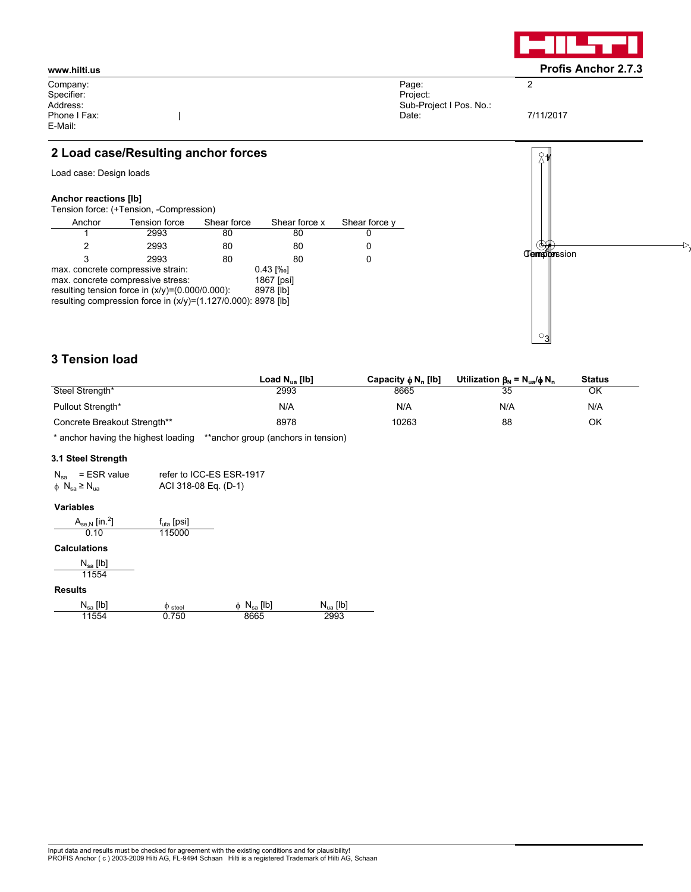## 2 Load case/Resulting anchor forces

Load case: Design loads

**Anchor reactions [lb]**

Tension force: (+Tension, -Compression)

| Anchor | Tension force | Shear force | Shear force x | Shear force y |
|---|---|---|---|---|
| 1 | 2993 | 80 | 80 | 0 |
| 2 | 2993 | 80 | 80 | 0 |
| 3 | 2993 | 80 | 80 | 0 |

max. concrete compressive strain: 0.43 [‰]
max. concrete compressive stress: 1867 [psi]
resulting tension force in (x/y)=(0.000/0.000): 8978 [lb]
resulting compression force in (x/y)=(1.127/0.000): 8978 [lb]

## 3 Tension load

| | Load $N_{ua}$ [lb] | Capacity $\phi N_n$ [lb] | Utilization $\beta_N = N_{ua}/\phi N_n$ | Status |
|---|---|---|---|---|
| Steel Strength* | 2993 | 8665 | 35 | OK |
| Pullout Strength* | N/A | N/A | N/A | N/A |
| Concrete Breakout Strength** | 8978 | 10263 | 88 | OK |

\* anchor having the highest loading **anchor group (anchors in tension)

### 3.1 Steel Strength

$N_{sa}$ = ESR value refer to ICC-ES ESR-1917
$\phi\ N_{sa} \geq N_{ua}$ ACI 318-08 Eq. (D-1)

**Variables**

| $A_{se,N}$ [in.$^2$] | $f_{uta}$ [psi] |
|---|---|
| 0.10 | 115000 |

**Calculations**

| $N_{sa}$ [lb] |
|---|
| 11554 |

**Results**

| $N_{sa}$ [lb] | $\phi_{steel}$ | $\phi\ N_{sa}$ [lb] | $N_{ua}$ [lb] |
|---|---|---|---|
| 11554 | 0.750 | 8665 | 2993 |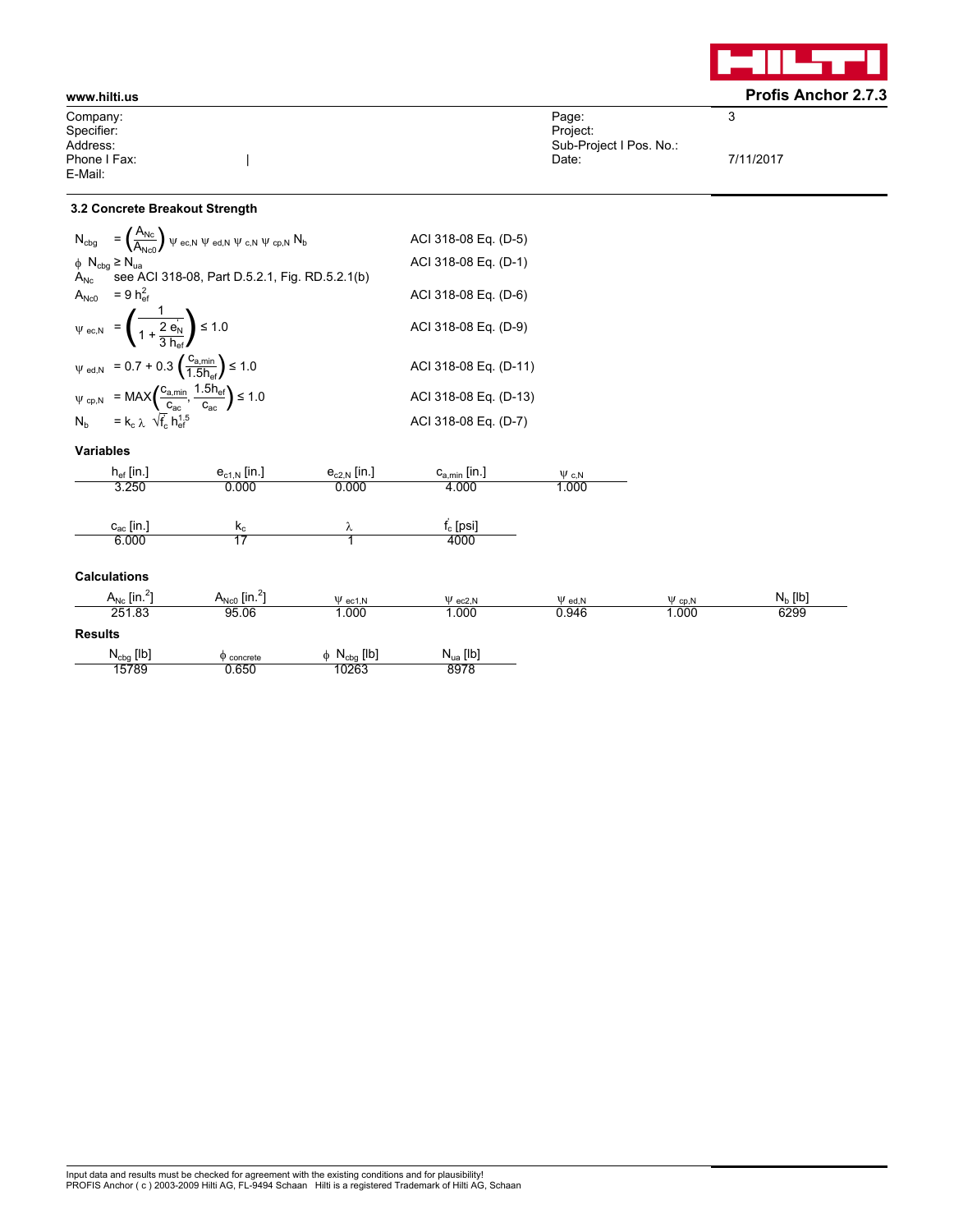### 3.2 Concrete Breakout Strength

| | | |
|---|---|---|
| $N_{cbg} = \left(\frac{A_{Nc}}{A_{Nc0}}\right) \psi_{ec,N}\ \psi_{ed,N}\ \psi_{c,N}\ \psi_{cp,N}\ N_b$ | ACI 318-08 Eq. (D-5) |
| $\phi\ N_{cbg} \geq N_{ua}$ | ACI 318-08 Eq. (D-1) |
| $A_{Nc}$ see ACI 318-08, Part D.5.2.1, Fig. RD.5.2.1(b) | |
| $A_{Nc0} = 9\ h_{ef}^2$ | ACI 318-08 Eq. (D-6) |
| $\psi_{ec,N} = \left(\frac{1}{1 + \frac{2\ e_N'}{3\ h_{ef}}}\right) \leq 1.0$ | ACI 318-08 Eq. (D-9) |
| $\psi_{ed,N} = 0.7 + 0.3 \left(\frac{c_{a,min}}{1.5h_{ef}}\right) \leq 1.0$ | ACI 318-08 Eq. (D-11) |
| $\psi_{cp,N} = \text{MAX}\left(\frac{c_{a,min}}{c_{ac}}, \frac{1.5h_{ef}}{c_{ac}}\right) \leq 1.0$ | ACI 318-08 Eq. (D-13) |
| $N_b = k_c\ \lambda\ \sqrt{f_c'}\ h_{ef}^{1.5}$ | ACI 318-08 Eq. (D-7) |

#### Variables

| $h_{ef}$ [in.] | $e_{c1,N}$ [in.] | $e_{c2,N}$ [in.] | $c_{a,min}$ [in.] | $\psi_{c,N}$ |
|---|---|---|---|---|
| 3.250 | 0.000 | 0.000 | 4.000 | 1.000 |

| $c_{ac}$ [in.] | $k_c$ | $\lambda$ | $f_c'$ [psi] |
|---|---|---|---|
| 6.000 | 17 | 1 | 4000 |

#### Calculations

| $A_{Nc}$ [in.$^2$] | $A_{Nc0}$ [in.$^2$] | $\psi_{ec1,N}$ | $\psi_{ec2,N}$ | $\psi_{ed,N}$ | $\psi_{cp,N}$ | $N_b$ [lb] |
|---|---|---|---|---|---|---|
| 251.83 | 95.06 | 1.000 | 1.000 | 0.946 | 1.000 | 6299 |

#### Results

| $N_{cbg}$ [lb] | $\phi_{concrete}$ | $\phi\ N_{cbg}$ [lb] | $N_{ua}$ [lb] |
|---|---|---|---|
| 15789 | 0.650 | 10263 | 8978 |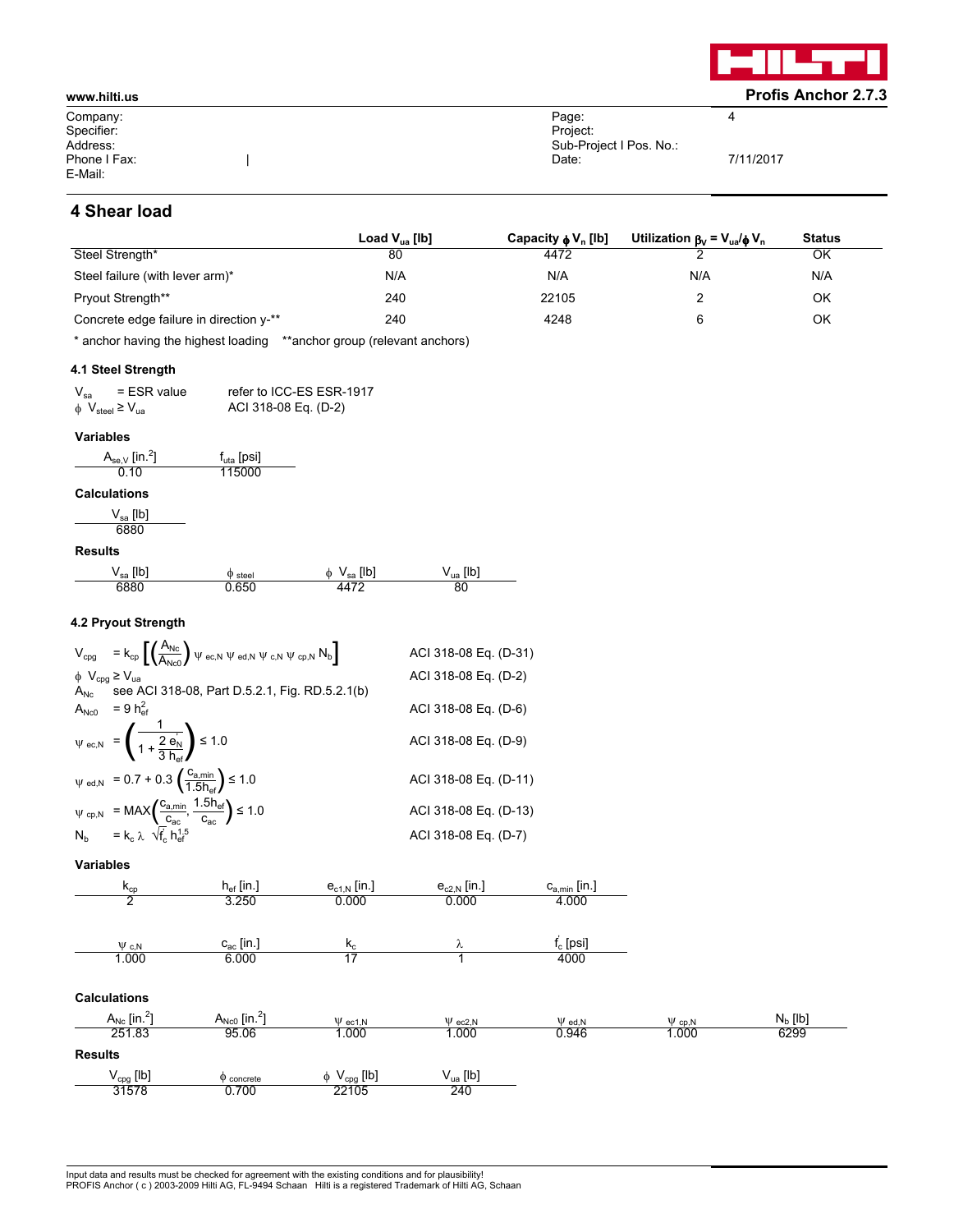## 4 Shear load

| | Load $V_{ua}$ [lb] | Capacity $\phi$ $V_n$ [lb] | Utilization $\beta_V = V_{ua}/\phi V_n$ | Status |
|---|---|---|---|---|
| Steel Strength* | 80 | 4472 | 2 | OK |
| Steel failure (with lever arm)* | N/A | N/A | N/A | N/A |
| Pryout Strength** | 240 | 22105 | 2 | OK |
| Concrete edge failure in direction y-** | 240 | 4248 | 6 | OK |

\* anchor having the highest loading   **anchor group (relevant anchors)

### 4.1 Steel Strength

$V_{sa}$ = ESR value   refer to ICC-ES ESR-1917

$\phi \; V_{steel} \geq V_{ua}$   ACI 318-08 Eq. (D-2)

**Variables**

| $A_{se,V}$ [in.$^2$] | $f_{uta}$ [psi] |
|---|---|
| 0.10 | 115000 |

**Calculations**

| $V_{sa}$ [lb] |
|---|
| 6880 |

**Results**

| $V_{sa}$ [lb] | $\phi_{steel}$ | $\phi \; V_{sa}$ [lb] | $V_{ua}$ [lb] |
|---|---|---|---|
| 6880 | 0.650 | 4472 | 80 |

### 4.2 Pryout Strength

$V_{cpg} = k_{cp} \left[ \left( \frac{A_{Nc}}{A_{Nc0}} \right) \psi_{ec,N} \; \psi_{ed,N} \; \psi_{c,N} \; \psi_{cp,N} \; N_b \right]$   ACI 318-08 Eq. (D-31)

$\phi \; V_{cpg} \geq V_{ua}$   ACI 318-08 Eq. (D-2)

$A_{Nc}$   see ACI 318-08, Part D.5.2.1, Fig. RD.5.2.1(b)

$A_{Nc0} = 9 \; h_{ef}^2$   ACI 318-08 Eq. (D-6)

$\psi_{ec,N} = \left( \frac{1}{1 + \frac{2 \, e_N}{3 \, h_{ef}}} \right) \leq 1.0$   ACI 318-08 Eq. (D-9)

$\psi_{ed,N} = 0.7 + 0.3 \left( \frac{c_{a,min}}{1.5 h_{ef}} \right) \leq 1.0$   ACI 318-08 Eq. (D-11)

$\psi_{cp,N} = \text{MAX}\left( \frac{c_{a,min}}{c_{ac}}, \frac{1.5 h_{ef}}{c_{ac}} \right) \leq 1.0$   ACI 318-08 Eq. (D-13)

$N_b = k_c \; \lambda \; \sqrt{f'_c} \; h_{ef}^{1.5}$   ACI 318-08 Eq. (D-7)

**Variables**

| $k_{cp}$ | $h_{ef}$ [in.] | $e_{c1,N}$ [in.] | $e_{c2,N}$ [in.] | $c_{a,min}$ [in.] |
|---|---|---|---|---|
| 2 | 3.250 | 0.000 | 0.000 | 4.000 |

| $\psi_{c,N}$ | $c_{ac}$ [in.] | $k_c$ | $\lambda$ | $f'_c$ [psi] |
|---|---|---|---|---|
| 1.000 | 6.000 | 17 | 1 | 4000 |

**Calculations**

| $A_{Nc}$ [in.$^2$] | $A_{Nc0}$ [in.$^2$] | $\psi_{ec1,N}$ | $\psi_{ec2,N}$ | $\psi_{ed,N}$ | $\psi_{cp,N}$ | $N_b$ [lb] |
|---|---|---|---|---|---|---|
| 251.83 | 95.06 | 1.000 | 1.000 | 0.946 | 1.000 | 6299 |

**Results**

| $V_{cpg}$ [lb] | $\phi_{concrete}$ | $\phi \; V_{cpg}$ [lb] | $V_{ua}$ [lb] |
|---|---|---|---|
| 31578 | 0.700 | 22105 | 240 |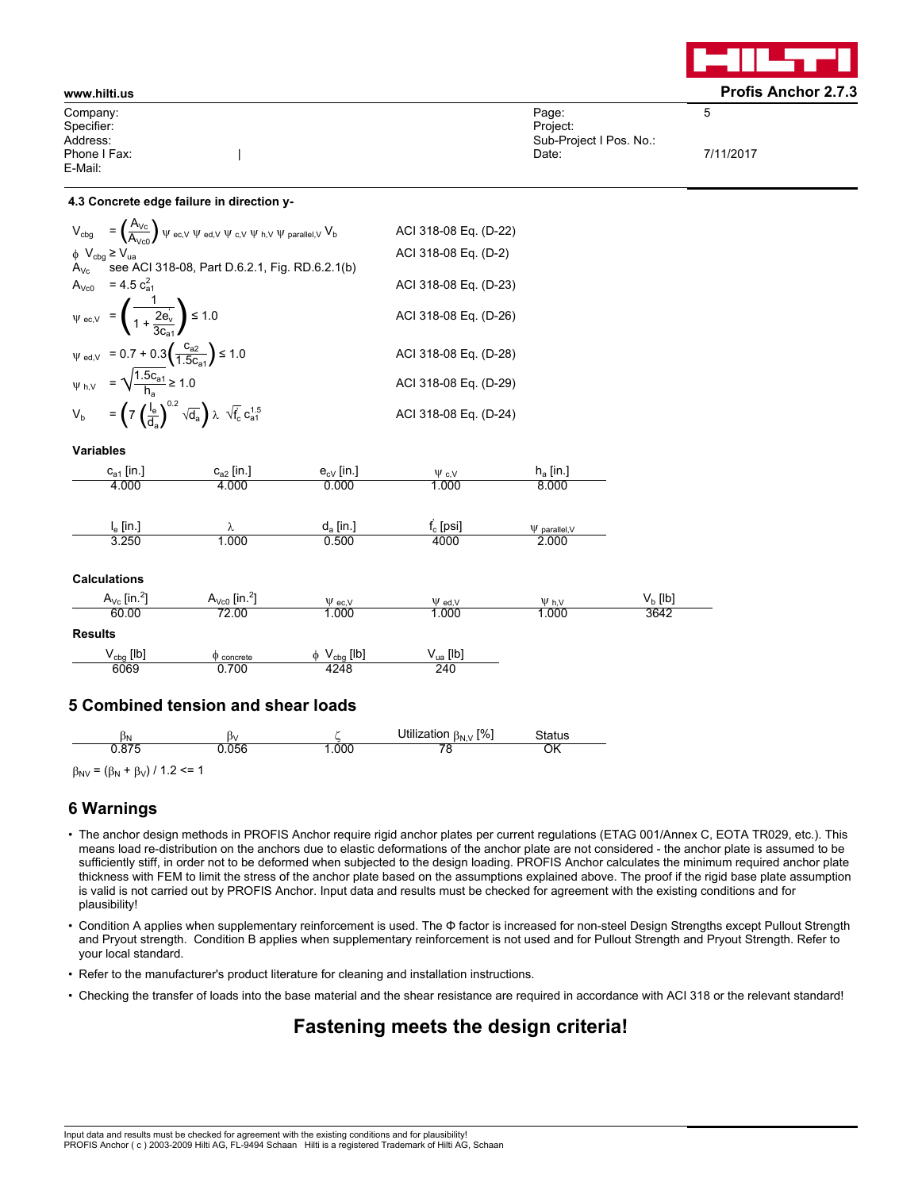### 4.3 Concrete edge failure in direction y-

| | |
|---|---|
| $V_{cbg} = \left(\frac{A_{Vc}}{A_{Vc0}}\right) \psi_{ec,V}\, \psi_{ed,V}\, \psi_{c,V}\, \psi_{h,V}\, \psi_{parallel,V}\, V_b$ | ACI 318-08 Eq. (D-22) |
| $\phi\ V_{cbg} \geq V_{ua}$ | ACI 318-08 Eq. (D-2) |
| $A_{Vc}$ see ACI 318-08, Part D.6.2.1, Fig. RD.6.2.1(b) | |
| $A_{Vc0} = 4.5\ c_{a1}^2$ | ACI 318-08 Eq. (D-23) |
| $\psi_{ec,V} = \left(\frac{1}{1 + \frac{2e_v'}{3c_{a1}}}\right) \leq 1.0$ | ACI 318-08 Eq. (D-26) |
| $\psi_{ed,V} = 0.7 + 0.3\left(\frac{c_{a2}}{1.5c_{a1}}\right) \leq 1.0$ | ACI 318-08 Eq. (D-28) |
| $\psi_{h,V} = \sqrt{\frac{1.5c_{a1}}{h_a}} \geq 1.0$ | ACI 318-08 Eq. (D-29) |
| $V_b = \left(7\left(\frac{l_e}{d_a}\right)^{0.2} \sqrt{d_a}\right) \lambda\ \sqrt{f_c'}\ c_{a1}^{1.5}$ | ACI 318-08 Eq. (D-24) |

**Variables**

| $c_{a1}$ [in.] | $c_{a2}$ [in.] | $e_{cV}$ [in.] | $\psi_{c,V}$ | $h_a$ [in.] |
|---|---|---|---|---|
| 4.000 | 4.000 | 0.000 | 1.000 | 8.000 |

| $l_e$ [in.] | $\lambda$ | $d_a$ [in.] | $f_c'$ [psi] | $\psi_{parallel,V}$ |
|---|---|---|---|---|
| 3.250 | 1.000 | 0.500 | 4000 | 2.000 |

**Calculations**

| $A_{Vc}$ [in.$^2$] | $A_{Vc0}$ [in.$^2$] | $\psi_{ec,V}$ | $\psi_{ed,V}$ | $\psi_{h,V}$ | $V_b$ [lb] |
|---|---|---|---|---|---|
| 60.00 | 72.00 | 1.000 | 1.000 | 1.000 | 3642 |

**Results**

| $V_{cbg}$ [lb] | $\phi_{concrete}$ | $\phi\ V_{cbg}$ [lb] | $V_{ua}$ [lb] |
|---|---|---|---|
| 6069 | 0.700 | 4248 | 240 |

## 5 Combined tension and shear loads

| $\beta_N$ | $\beta_V$ | $\zeta$ | Utilization $\beta_{N,V}$ [%] | Status |
|---|---|---|---|---|
| 0.875 | 0.056 | 1.000 | 78 | OK |

$\beta_{NV} = (\beta_N + \beta_V) / 1.2 <= 1$

## 6 Warnings

- The anchor design methods in PROFIS Anchor require rigid anchor plates per current regulations (ETAG 001/Annex C, EOTA TR029, etc.). This means load re-distribution on the anchors due to elastic deformations of the anchor plate are not considered - the anchor plate is assumed to be sufficiently stiff, in order not to be deformed when subjected to the design loading. PROFIS Anchor calculates the minimum required anchor plate thickness with FEM to limit the stress of the anchor plate based on the assumptions explained above. The proof if the rigid base plate assumption is valid is not carried out by PROFIS Anchor. Input data and results must be checked for agreement with the existing conditions and for plausibility!
- Condition A applies when supplementary reinforcement is used. The Φ factor is increased for non-steel Design Strengths except Pullout Strength and Pryout strength. Condition B applies when supplementary reinforcement is not used and for Pullout Strength and Pryout Strength. Refer to your local standard.
- Refer to the manufacturer's product literature for cleaning and installation instructions.
- Checking the transfer of loads into the base material and the shear resistance are required in accordance with ACI 318 or the relevant standard!

## Fastening meets the design criteria!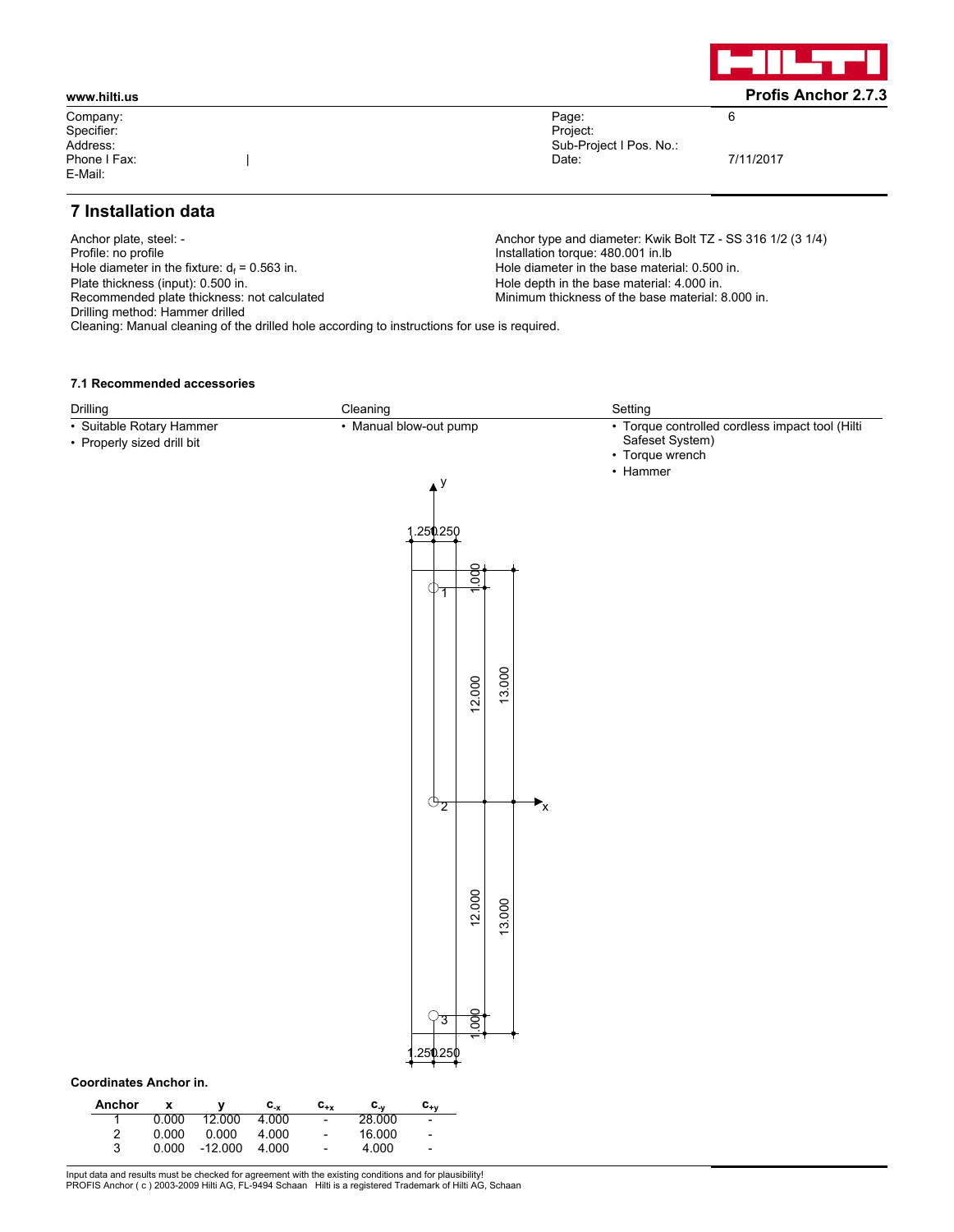## 7 Installation data

Anchor plate, steel: -
Profile: no profile
Hole diameter in the fixture: $d_f$ = 0.563 in.
Plate thickness (input): 0.500 in.
Recommended plate thickness: not calculated
Drilling method: Hammer drilled
Cleaning: Manual cleaning of the drilled hole according to instructions for use is required.

Anchor type and diameter: Kwik Bolt TZ - SS 316 1/2 (3 1/4)
Installation torque: 480.001 in.lb
Hole diameter in the base material: 0.500 in.
Hole depth in the base material: 4.000 in.
Minimum thickness of the base material: 8.000 in.

### 7.1 Recommended accessories

| Drilling | Cleaning | Setting |
|---|---|---|
| • Suitable Rotary Hammer<br>• Properly sized drill bit | • Manual blow-out pump | • Torque controlled cordless impact tool (Hilti Safeset System)<br>• Torque wrench<br>• Hammer |

**Coordinates Anchor in.**

| Anchor | x | y | $c_{-x}$ | $c_{+x}$ | $c_{-y}$ | $c_{+y}$ |
|---|---|---|---|---|---|---|
| 1 | 0.000 | 12.000 | 4.000 | - | 28.000 | - |
| 2 | 0.000 | 0.000 | 4.000 | - | 16.000 | - |
| 3 | 0.000 | -12.000 | 4.000 | - | 4.000 | - |

Input data and results must be checked for agreement with the existing conditions and for plausibility!
PROFIS Anchor ( c ) 2003-2009 Hilti AG, FL-9494 Schaan Hilti is a registered Trademark of Hilti AG, Schaan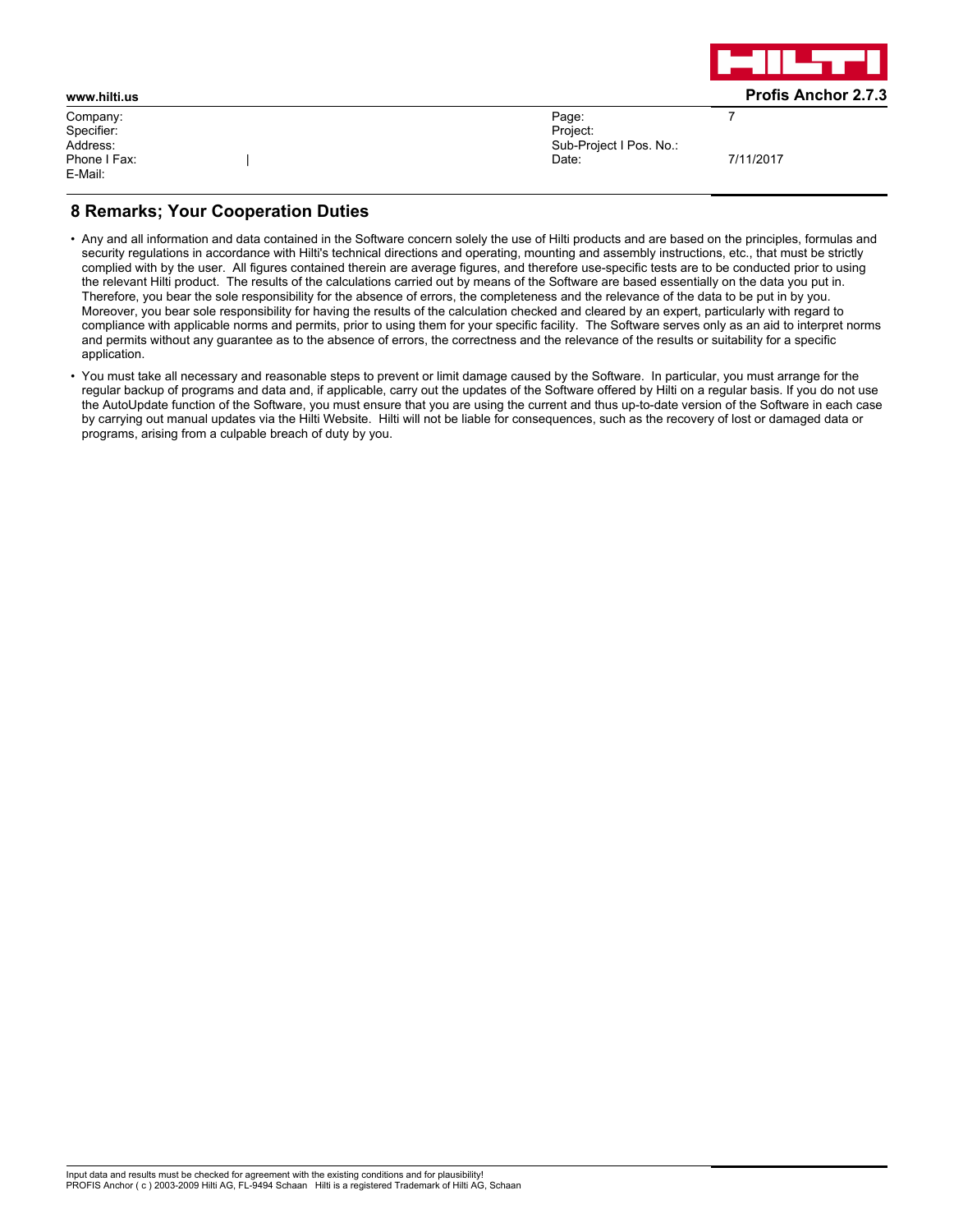## 8 Remarks; Your Cooperation Duties

- Any and all information and data contained in the Software concern solely the use of Hilti products and are based on the principles, formulas and security regulations in accordance with Hilti's technical directions and operating, mounting and assembly instructions, etc., that must be strictly complied with by the user. All figures contained therein are average figures, and therefore use-specific tests are to be conducted prior to using the relevant Hilti product. The results of the calculations carried out by means of the Software are based essentially on the data you put in. Therefore, you bear the sole responsibility for the absence of errors, the completeness and the relevance of the data to be put in by you. Moreover, you bear sole responsibility for having the results of the calculation checked and cleared by an expert, particularly with regard to compliance with applicable norms and permits, prior to using them for your specific facility. The Software serves only as an aid to interpret norms and permits without any guarantee as to the absence of errors, the correctness and the relevance of the results or suitability for a specific application.
- You must take all necessary and reasonable steps to prevent or limit damage caused by the Software. In particular, you must arrange for the regular backup of programs and data and, if applicable, carry out the updates of the Software offered by Hilti on a regular basis. If you do not use the AutoUpdate function of the Software, you must ensure that you are using the current and thus up-to-date version of the Software in each case by carrying out manual updates via the Hilti Website. Hilti will not be liable for consequences, such as the recovery of lost or damaged data or programs, arising from a culpable breach of duty by you.